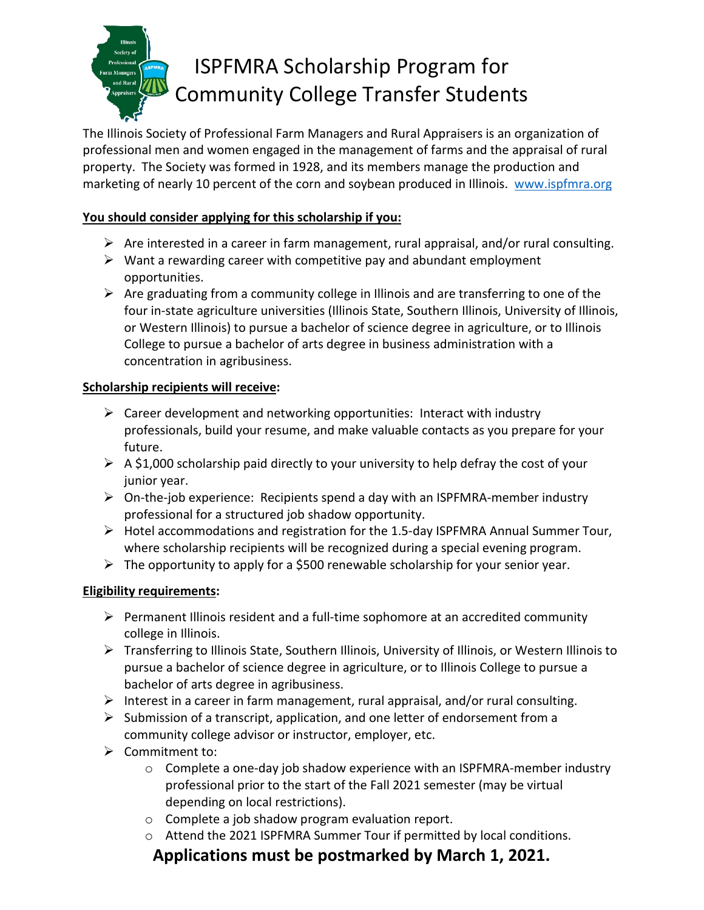# ISPFMRA Scholarship Program for Community College Transfer Students

The Illinois Society of Professional Farm Managers and Rural Appraisers is an organization of professional men and women engaged in the management of farms and the appraisal of rural property. The Society was formed in 1928, and its members manage the production and marketing of nearly 10 percent of the corn and soybean produced in Illinois. www.ispfmra.org

**You should consider applying for this scholarship if you:**

- Are interested in a career in farm management, rural appraisal, and/or rural consulting.
- Want a rewarding career with competitive pay and abundant employment opportunities.
- Are graduating from a community college in Illinois and are transferring to one of the four in-state agriculture universities (Illinois State, Southern Illinois, University of Illinois, or Western Illinois) to pursue a bachelor of science degree in agriculture, or to Illinois College to pursue a bachelor of arts degree in business administration with a concentration in agribusiness.

**Scholarship recipients will receive:**

- Career development and networking opportunities: Interact with industry professionals, build your resume, and make valuable contacts as you prepare for your future.
- A $1,000 scholarship paid directly to your university to help defray the cost of your junior year.
- On-the-job experience: Recipients spend a day with an ISPFMRA-member industry professional for a structured job shadow opportunity.
- Hotel accommodations and registration for the 1.5-day ISPFMRA Annual Summer Tour, where scholarship recipients will be recognized during a special evening program.
- The opportunity to apply for a $500 renewable scholarship for your senior year.

**Eligibility requirements:**

- Permanent Illinois resident and a full-time sophomore at an accredited community college in Illinois.
- Transferring to Illinois State, Southern Illinois, University of Illinois, or Western Illinois to pursue a bachelor of science degree in agriculture, or to Illinois College to pursue a bachelor of arts degree in agribusiness.
- Interest in a career in farm management, rural appraisal, and/or rural consulting.
- Submission of a transcript, application, and one letter of endorsement from a community college advisor or instructor, employer, etc.
- Commitment to:
  - Complete a one-day job shadow experience with an ISPFMRA-member industry professional prior to the start of the Fall 2021 semester (may be virtual depending on local restrictions).
  - Complete a job shadow program evaluation report.
  - Attend the 2021 ISPFMRA Summer Tour if permitted by local conditions.

**Applications must be postmarked by March 1, 2021.**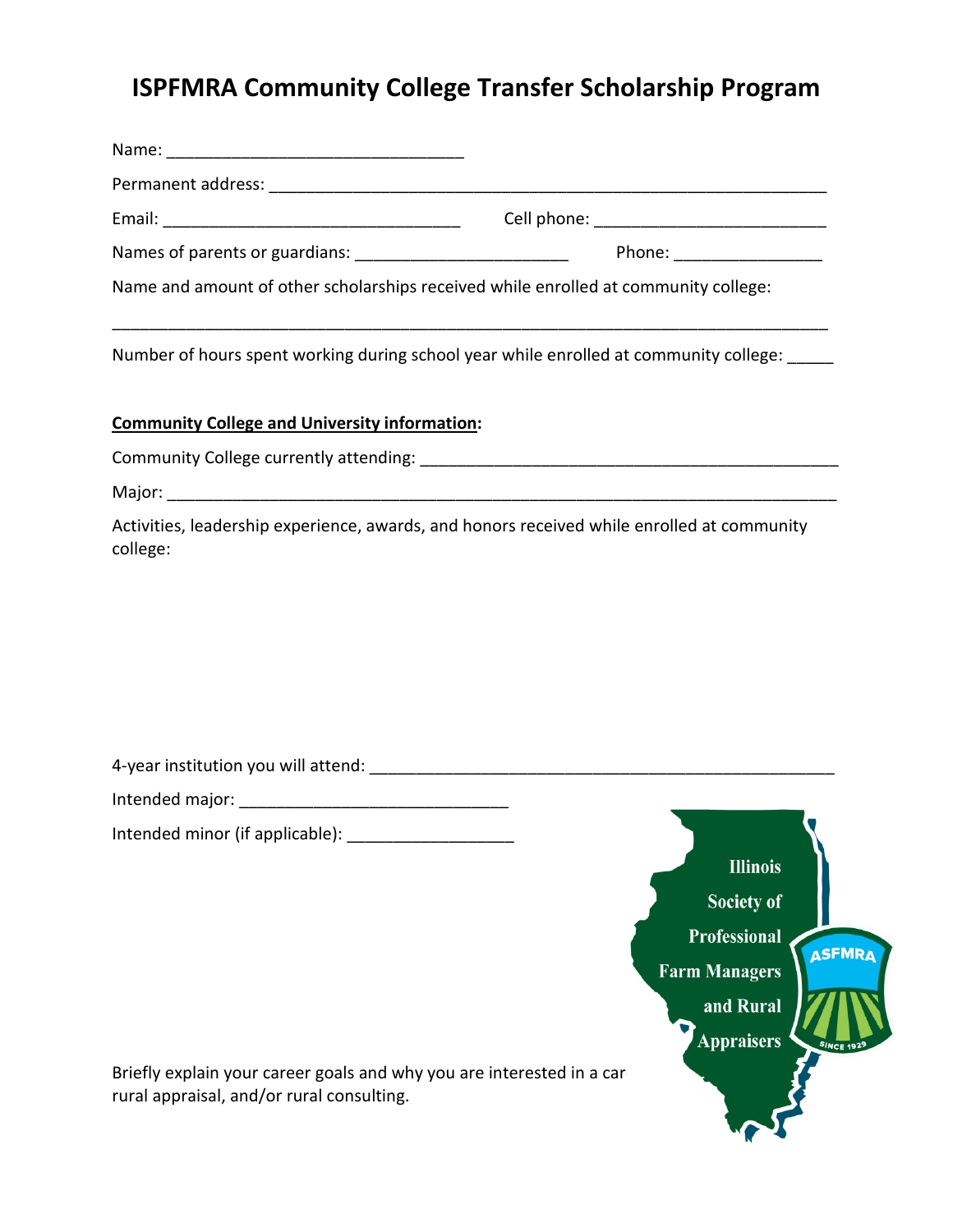# ISPFMRA Community College Transfer Scholarship Program

Name: _______________________________

Permanent address: __________________________________________________________

Email: _______________________________ Cell phone: ________________________

Names of parents or guardians: ______________________ Phone: _______________

Name and amount of other scholarships received while enrolled at community college:

___________________________________________________________________________

Number of hours spent working during school year while enrolled at community college: _____

**Community College and University information:**

Community College currently attending: ____________________________________________

Major: ______________________________________________________________________

Activities, leadership experience, awards, and honors received while enrolled at community college:

4-year institution you will attend: ________________________________________________

Intended major: _____________________________

Intended minor (if applicable): __________________

Illinois Society of Professional Farm Managers and Rural Appraisers

ASFMRA SINCE 1929

Briefly explain your career goals and why you are interested in a car rural appraisal, and/or rural consulting.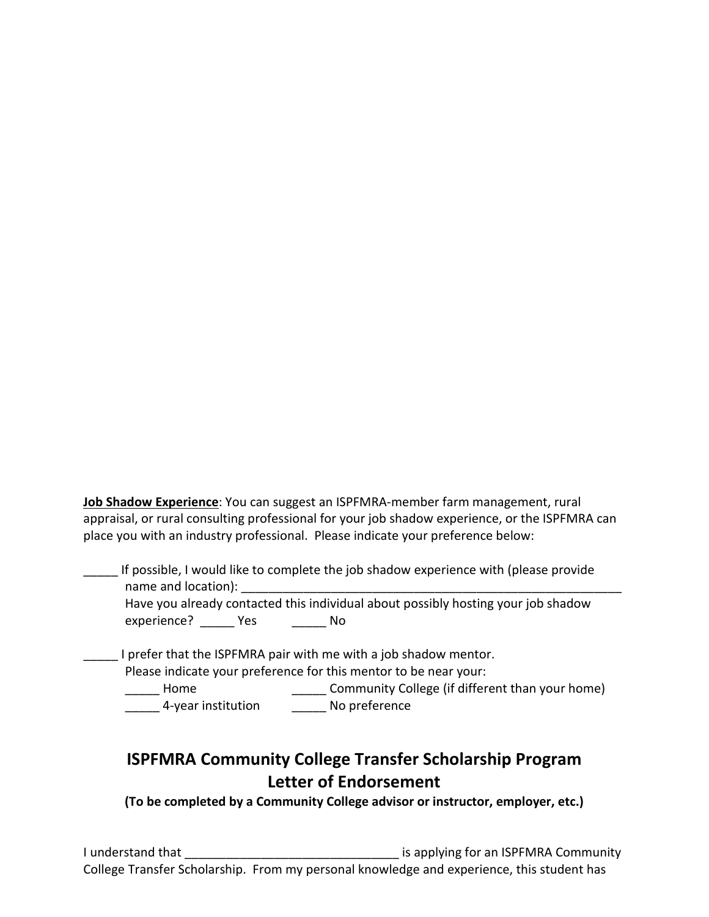**Job Shadow Experience**: You can suggest an ISPFMRA-member farm management, rural appraisal, or rural consulting professional for your job shadow experience, or the ISPFMRA can place you with an industry professional. Please indicate your preference below:

_____ If possible, I would like to complete the job shadow experience with (please provide name and location): ___________________________________________________________
Have you already contacted this individual about possibly hosting your job shadow experience? _____ Yes _____ No

_____ I prefer that the ISPFMRA pair with me with a job shadow mentor.
Please indicate your preference for this mentor to be near your:
_____ Home _____ Community College (if different than your home)
_____ 4-year institution _____ No preference

## ISPFMRA Community College Transfer Scholarship Program
## Letter of Endorsement

**(To be completed by a Community College advisor or instructor, employer, etc.)**

I understand that _______________________________ is applying for an ISPFMRA Community College Transfer Scholarship. From my personal knowledge and experience, this student has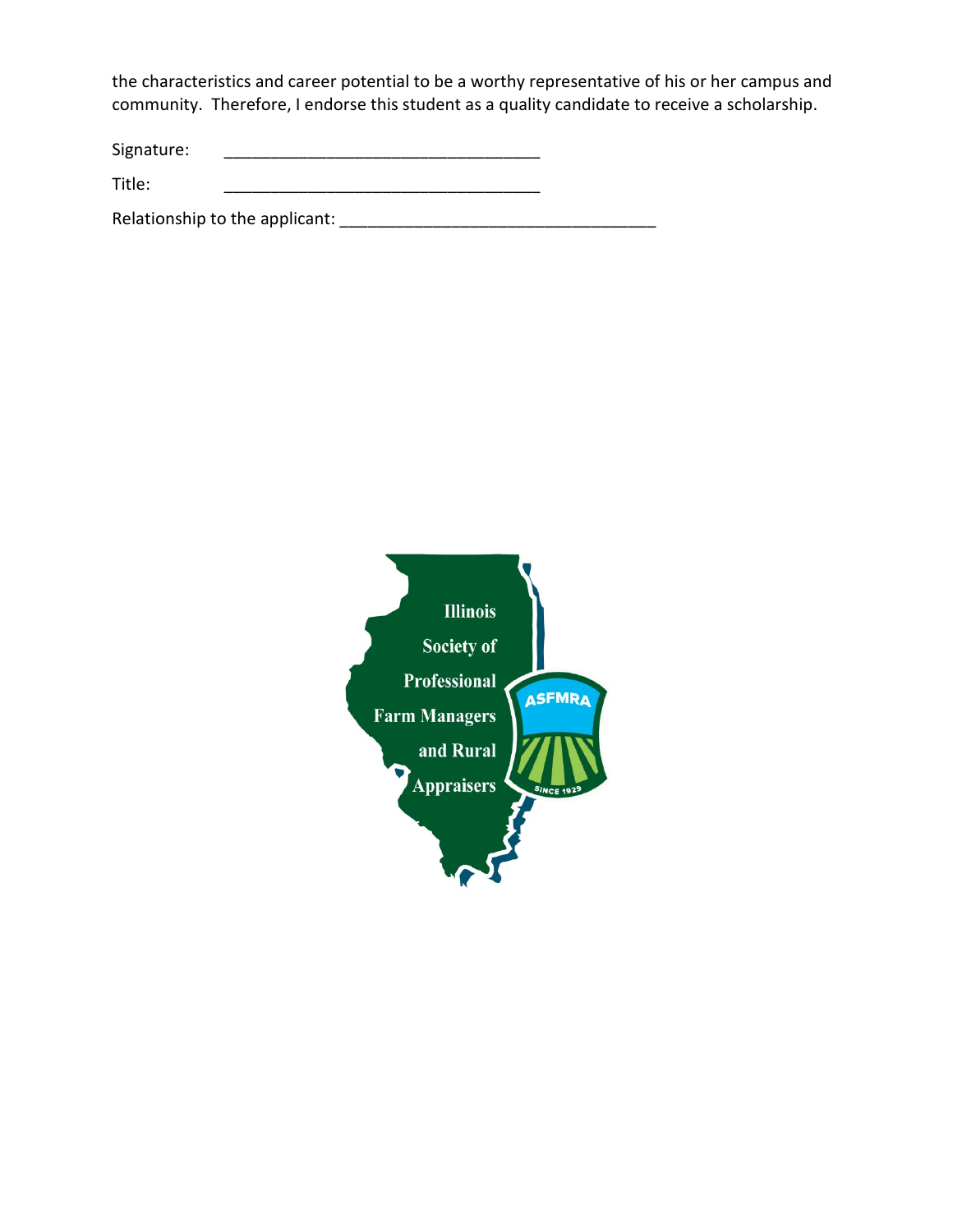the characteristics and career potential to be a worthy representative of his or her campus and community. Therefore, I endorse this student as a quality candidate to receive a scholarship.

Signature: ___________________________________

Title: ___________________________________

Relationship to the applicant: ___________________________________

Illinois Society of Professional Farm Managers and Rural Appraisers

ASFMRA

SINCE 1929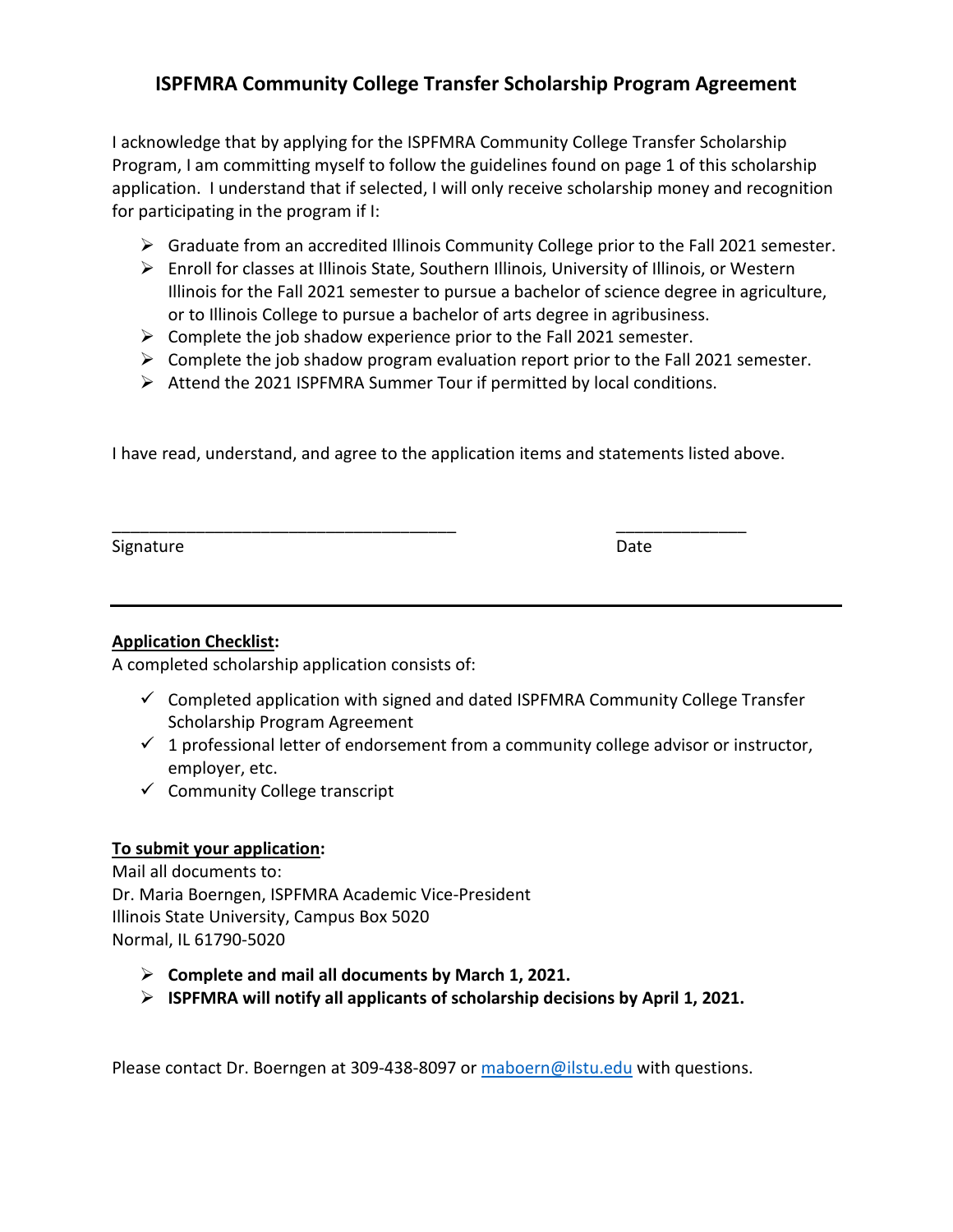# ISPFMRA Community College Transfer Scholarship Program Agreement

I acknowledge that by applying for the ISPFMRA Community College Transfer Scholarship Program, I am committing myself to follow the guidelines found on page 1 of this scholarship application. I understand that if selected, I will only receive scholarship money and recognition for participating in the program if I:

- Graduate from an accredited Illinois Community College prior to the Fall 2021 semester.
- Enroll for classes at Illinois State, Southern Illinois, University of Illinois, or Western Illinois for the Fall 2021 semester to pursue a bachelor of science degree in agriculture, or to Illinois College to pursue a bachelor of arts degree in agribusiness.
- Complete the job shadow experience prior to the Fall 2021 semester.
- Complete the job shadow program evaluation report prior to the Fall 2021 semester.
- Attend the 2021 ISPFMRA Summer Tour if permitted by local conditions.

I have read, understand, and agree to the application items and statements listed above.

_____________________________________ ______________

Signature Date

---

**Application Checklist:**

A completed scholarship application consists of:

- ✓ Completed application with signed and dated ISPFMRA Community College Transfer Scholarship Program Agreement
- ✓ 1 professional letter of endorsement from a community college advisor or instructor, employer, etc.
- ✓ Community College transcript

**To submit your application:**

Mail all documents to:
Dr. Maria Boerngen, ISPFMRA Academic Vice-President
Illinois State University, Campus Box 5020
Normal, IL 61790-5020

- **Complete and mail all documents by March 1, 2021.**
- **ISPFMRA will notify all applicants of scholarship decisions by April 1, 2021.**

Please contact Dr. Boerngen at 309-438-8097 or maboern@ilstu.edu with questions.